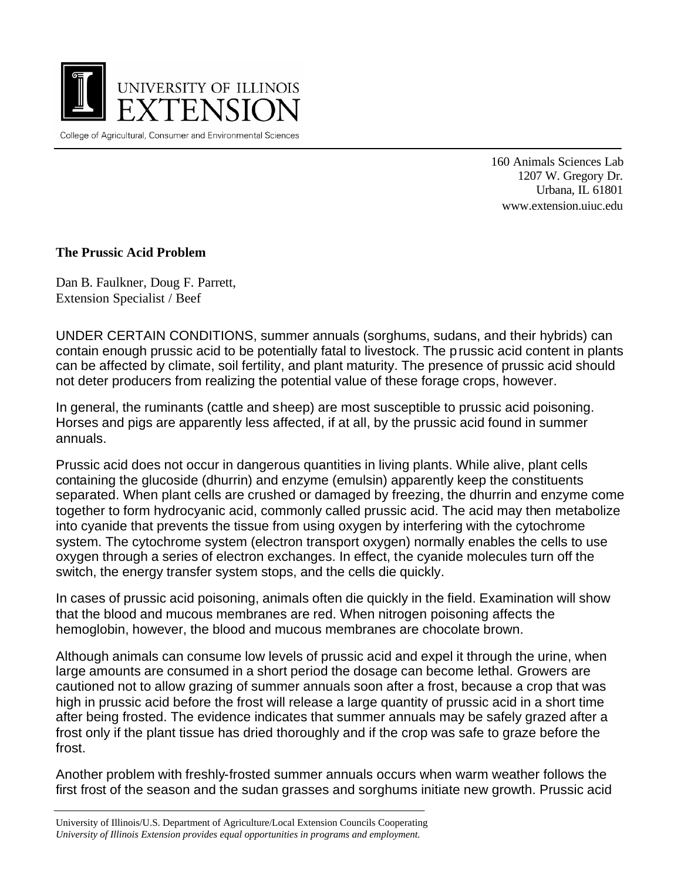UNIVERSITY OF ILLINOIS
EXTENSION

College of Agricultural, Consumer and Environmental Sciences

160 Animals Sciences Lab
1207 W. Gregory Dr.
Urbana, IL 61801
www.extension.uiuc.edu

**The Prussic Acid Problem**

Dan B. Faulkner, Doug F. Parrett,
Extension Specialist / Beef

UNDER CERTAIN CONDITIONS, summer annuals (sorghums, sudans, and their hybrids) can contain enough prussic acid to be potentially fatal to livestock. The prussic acid content in plants can be affected by climate, soil fertility, and plant maturity. The presence of prussic acid should not deter producers from realizing the potential value of these forage crops, however.

In general, the ruminants (cattle and sheep) are most susceptible to prussic acid poisoning. Horses and pigs are apparently less affected, if at all, by the prussic acid found in summer annuals.

Prussic acid does not occur in dangerous quantities in living plants. While alive, plant cells containing the glucoside (dhurrin) and enzyme (emulsin) apparently keep the constituents separated. When plant cells are crushed or damaged by freezing, the dhurrin and enzyme come together to form hydrocyanic acid, commonly called prussic acid. The acid may then metabolize into cyanide that prevents the tissue from using oxygen by interfering with the cytochrome system. The cytochrome system (electron transport oxygen) normally enables the cells to use oxygen through a series of electron exchanges. In effect, the cyanide molecules turn off the switch, the energy transfer system stops, and the cells die quickly.

In cases of prussic acid poisoning, animals often die quickly in the field. Examination will show that the blood and mucous membranes are red. When nitrogen poisoning affects the hemoglobin, however, the blood and mucous membranes are chocolate brown.

Although animals can consume low levels of prussic acid and expel it through the urine, when large amounts are consumed in a short period the dosage can become lethal. Growers are cautioned not to allow grazing of summer annuals soon after a frost, because a crop that was high in prussic acid before the frost will release a large quantity of prussic acid in a short time after being frosted. The evidence indicates that summer annuals may be safely grazed after a frost only if the plant tissue has dried thoroughly and if the crop was safe to graze before the frost.

Another problem with freshly-frosted summer annuals occurs when warm weather follows the first frost of the season and the sudan grasses and sorghums initiate new growth. Prussic acid

University of Illinois/U.S. Department of Agriculture/Local Extension Councils Cooperating
*University of Illinois Extension provides equal opportunities in programs and employment.*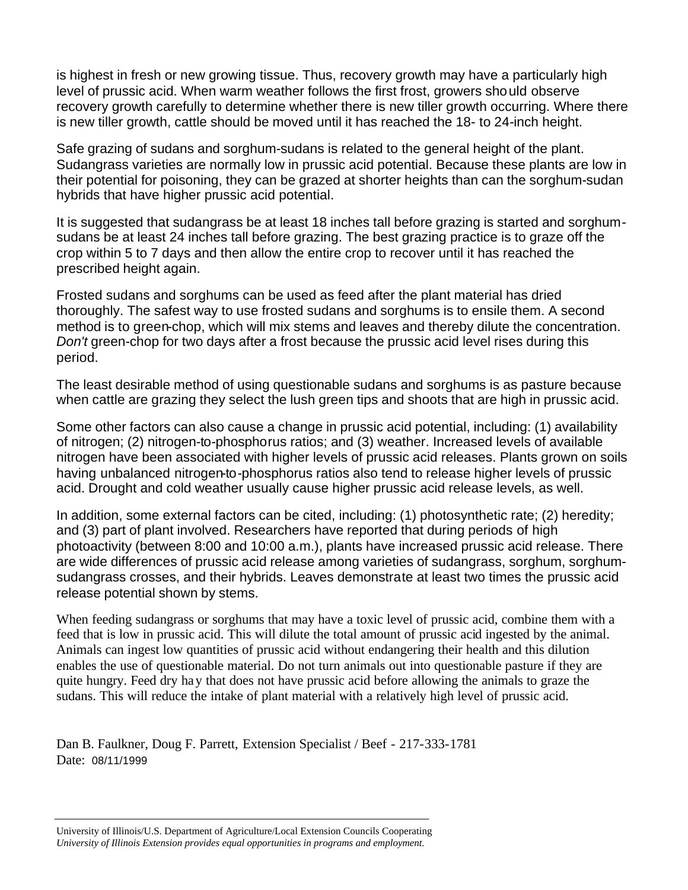is highest in fresh or new growing tissue. Thus, recovery growth may have a particularly high level of prussic acid. When warm weather follows the first frost, growers should observe recovery growth carefully to determine whether there is new tiller growth occurring. Where there is new tiller growth, cattle should be moved until it has reached the 18- to 24-inch height.

Safe grazing of sudans and sorghum-sudans is related to the general height of the plant. Sudangrass varieties are normally low in prussic acid potential. Because these plants are low in their potential for poisoning, they can be grazed at shorter heights than can the sorghum-sudan hybrids that have higher prussic acid potential.

It is suggested that sudangrass be at least 18 inches tall before grazing is started and sorghum-sudans be at least 24 inches tall before grazing. The best grazing practice is to graze off the crop within 5 to 7 days and then allow the entire crop to recover until it has reached the prescribed height again.

Frosted sudans and sorghums can be used as feed after the plant material has dried thoroughly. The safest way to use frosted sudans and sorghums is to ensile them. A second method is to green-chop, which will mix stems and leaves and thereby dilute the concentration. *Don't* green-chop for two days after a frost because the prussic acid level rises during this period.

The least desirable method of using questionable sudans and sorghums is as pasture because when cattle are grazing they select the lush green tips and shoots that are high in prussic acid.

Some other factors can also cause a change in prussic acid potential, including: (1) availability of nitrogen; (2) nitrogen-to-phosphorus ratios; and (3) weather. Increased levels of available nitrogen have been associated with higher levels of prussic acid releases. Plants grown on soils having unbalanced nitrogen-to-phosphorus ratios also tend to release higher levels of prussic acid. Drought and cold weather usually cause higher prussic acid release levels, as well.

In addition, some external factors can be cited, including: (1) photosynthetic rate; (2) heredity; and (3) part of plant involved. Researchers have reported that during periods of high photoactivity (between 8:00 and 10:00 a.m.), plants have increased prussic acid release. There are wide differences of prussic acid release among varieties of sudangrass, sorghum, sorghum-sudangrass crosses, and their hybrids. Leaves demonstrate at least two times the prussic acid release potential shown by stems.

When feeding sudangrass or sorghums that may have a toxic level of prussic acid, combine them with a feed that is low in prussic acid. This will dilute the total amount of prussic acid ingested by the animal. Animals can ingest low quantities of prussic acid without endangering their health and this dilution enables the use of questionable material. Do not turn animals out into questionable pasture if they are quite hungry. Feed dry hay that does not have prussic acid before allowing the animals to graze the sudans. This will reduce the intake of plant material with a relatively high level of prussic acid.

Dan B. Faulkner, Doug F. Parrett, Extension Specialist / Beef - 217-333-1781
Date: 08/11/1999

University of Illinois/U.S. Department of Agriculture/Local Extension Councils Cooperating
*University of Illinois Extension provides equal opportunities in programs and employment.*